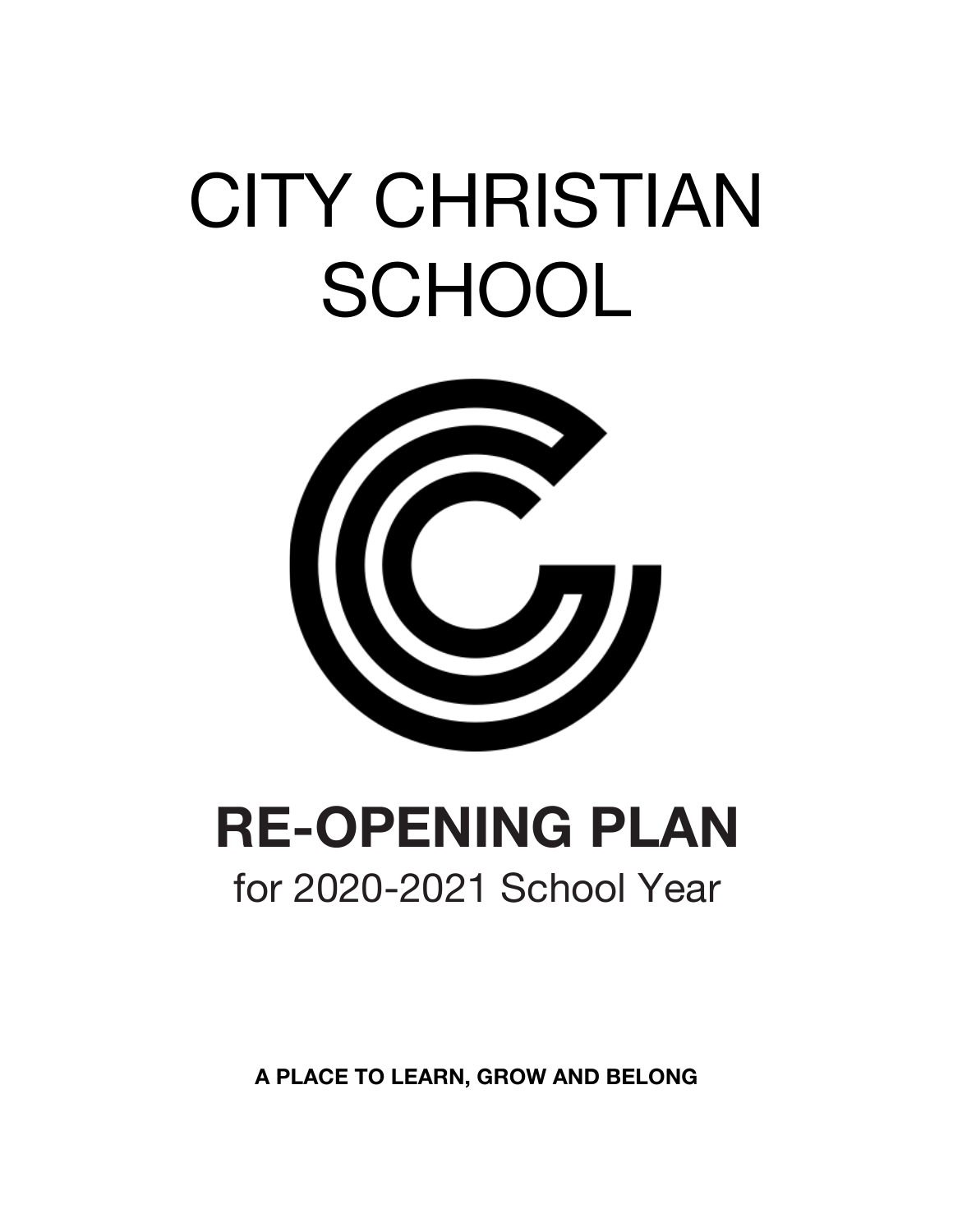# CITY CHRISTIAN SCHOOL

## RE-OPENING PLAN

for 2020-2021 School Year

**A PLACE TO LEARN, GROW AND BELONG**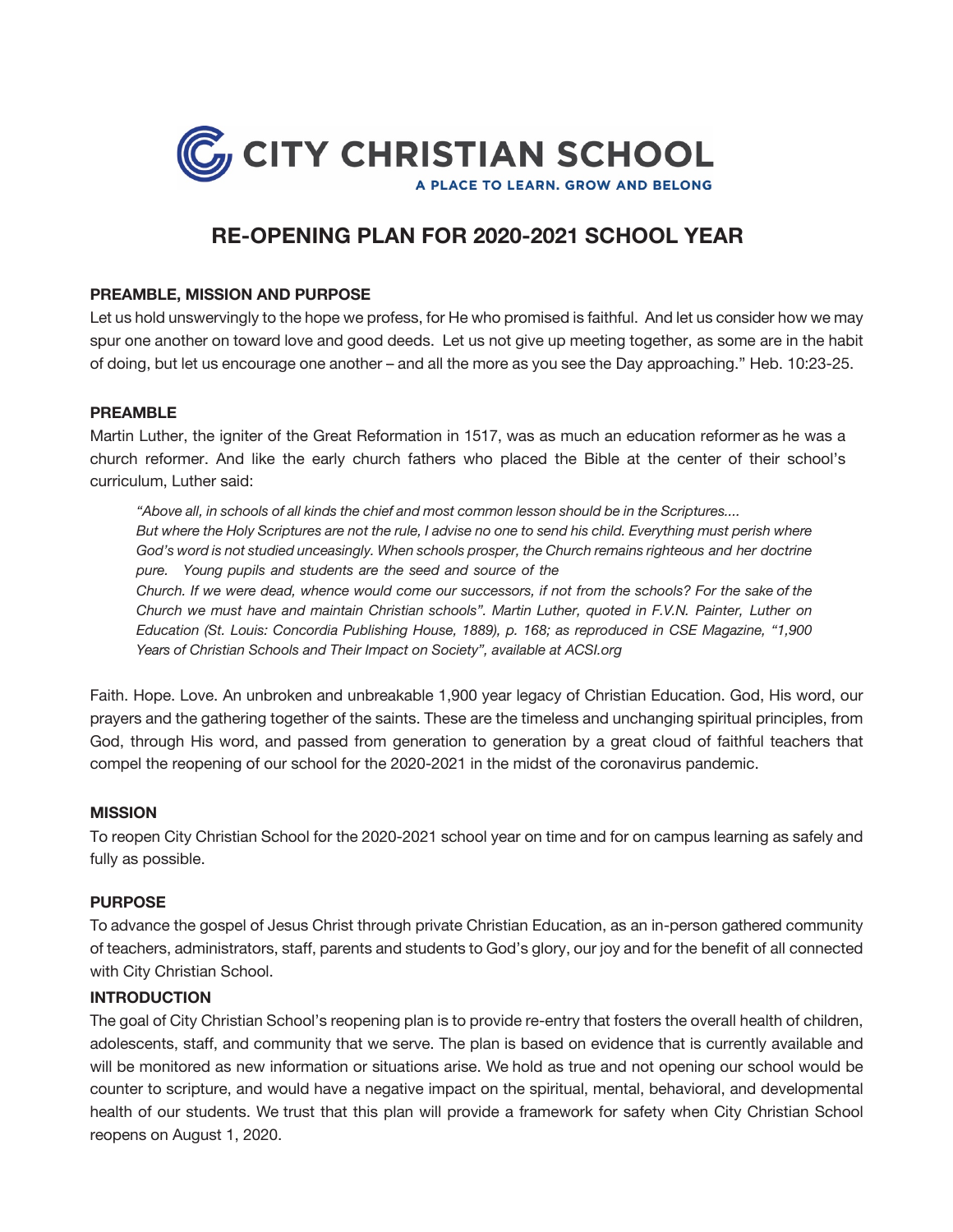# CITY CHRISTIAN SCHOOL

A PLACE TO LEARN. GROW AND BELONG

## RE-OPENING PLAN FOR 2020-2021 SCHOOL YEAR

### PREAMBLE, MISSION AND PURPOSE

Let us hold unswervingly to the hope we profess, for He who promised is faithful. And let us consider how we may spur one another on toward love and good deeds. Let us not give up meeting together, as some are in the habit of doing, but let us encourage one another – and all the more as you see the Day approaching." Heb. 10:23-25.

### PREAMBLE

Martin Luther, the igniter of the Great Reformation in 1517, was as much an education reformer as he was a church reformer. And like the early church fathers who placed the Bible at the center of their school's curriculum, Luther said:

> *"Above all, in schools of all kinds the chief and most common lesson should be in the Scriptures.... But where the Holy Scriptures are not the rule, I advise no one to send his child. Everything must perish where God's word is not studied unceasingly. When schools prosper, the Church remains righteous and her doctrine pure. Young pupils and students are the seed and source of the Church. If we were dead, whence would come our successors, if not from the schools? For the sake of the Church we must have and maintain Christian schools". Martin Luther, quoted in F.V.N. Painter, Luther on Education (St. Louis: Concordia Publishing House, 1889), p. 168; as reproduced in CSE Magazine, "1,900 Years of Christian Schools and Their Impact on Society", available at ACSI.org*

Faith. Hope. Love. An unbroken and unbreakable 1,900 year legacy of Christian Education. God, His word, our prayers and the gathering together of the saints. These are the timeless and unchanging spiritual principles, from God, through His word, and passed from generation to generation by a great cloud of faithful teachers that compel the reopening of our school for the 2020-2021 in the midst of the coronavirus pandemic.

### MISSION

To reopen City Christian School for the 2020-2021 school year on time and for on campus learning as safely and fully as possible.

### PURPOSE

To advance the gospel of Jesus Christ through private Christian Education, as an in-person gathered community of teachers, administrators, staff, parents and students to God's glory, our joy and for the benefit of all connected with City Christian School.

### INTRODUCTION

The goal of City Christian School's reopening plan is to provide re-entry that fosters the overall health of children, adolescents, staff, and community that we serve. The plan is based on evidence that is currently available and will be monitored as new information or situations arise. We hold as true and not opening our school would be counter to scripture, and would have a negative impact on the spiritual, mental, behavioral, and developmental health of our students. We trust that this plan will provide a framework for safety when City Christian School reopens on August 1, 2020.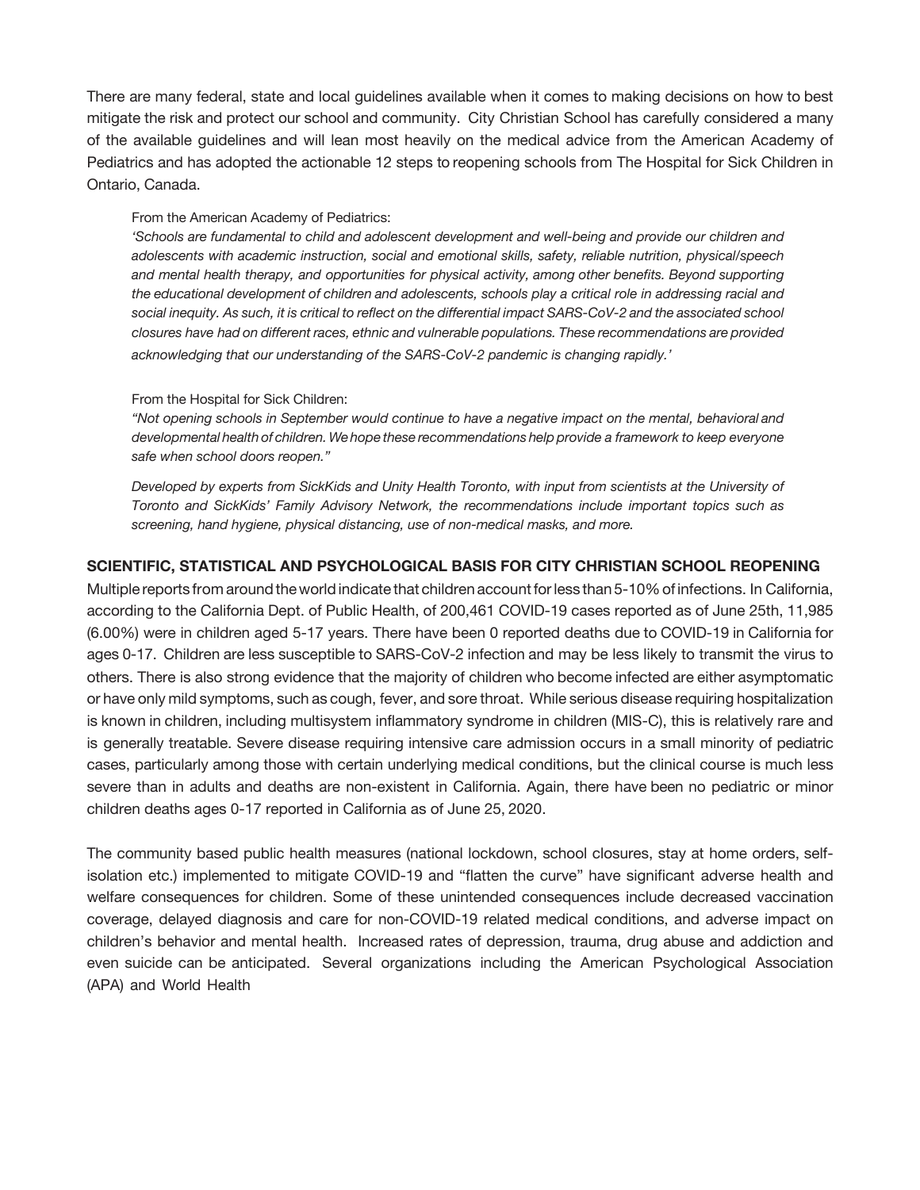There are many federal, state and local guidelines available when it comes to making decisions on how to best mitigate the risk and protect our school and community. City Christian School has carefully considered a many of the available guidelines and will lean most heavily on the medical advice from the American Academy of Pediatrics and has adopted the actionable 12 steps to reopening schools from The Hospital for Sick Children in Ontario, Canada.

From the American Academy of Pediatrics:

*'Schools are fundamental to child and adolescent development and well-being and provide our children and adolescents with academic instruction, social and emotional skills, safety, reliable nutrition, physical/speech and mental health therapy, and opportunities for physical activity, among other benefits. Beyond supporting the educational development of children and adolescents, schools play a critical role in addressing racial and social inequity. As such, it is critical to reflect on the differential impact SARS-CoV-2 and the associated school closures have had on different races, ethnic and vulnerable populations. These recommendations are provided acknowledging that our understanding of the SARS-CoV-2 pandemic is changing rapidly.'*

From the Hospital for Sick Children:

*"Not opening schools in September would continue to have a negative impact on the mental, behavioral and developmental health of children. We hope these recommendations help provide a framework to keep everyone safe when school doors reopen."*

*Developed by experts from SickKids and Unity Health Toronto, with input from scientists at the University of Toronto and SickKids' Family Advisory Network, the recommendations include important topics such as screening, hand hygiene, physical distancing, use of non-medical masks, and more.*

## SCIENTIFIC, STATISTICAL AND PSYCHOLOGICAL BASIS FOR CITY CHRISTIAN SCHOOL REOPENING

Multiple reports from around the world indicate that children account for less than 5-10% of infections. In California, according to the California Dept. of Public Health, of 200,461 COVID-19 cases reported as of June 25th, 11,985 (6.00%) were in children aged 5-17 years. There have been 0 reported deaths due to COVID-19 in California for ages 0-17. Children are less susceptible to SARS-CoV-2 infection and may be less likely to transmit the virus to others. There is also strong evidence that the majority of children who become infected are either asymptomatic or have only mild symptoms, such as cough, fever, and sore throat. While serious disease requiring hospitalization is known in children, including multisystem inflammatory syndrome in children (MIS-C), this is relatively rare and is generally treatable. Severe disease requiring intensive care admission occurs in a small minority of pediatric cases, particularly among those with certain underlying medical conditions, but the clinical course is much less severe than in adults and deaths are non-existent in California. Again, there have been no pediatric or minor children deaths ages 0-17 reported in California as of June 25, 2020.

The community based public health measures (national lockdown, school closures, stay at home orders, self-isolation etc.) implemented to mitigate COVID-19 and "flatten the curve" have significant adverse health and welfare consequences for children. Some of these unintended consequences include decreased vaccination coverage, delayed diagnosis and care for non-COVID-19 related medical conditions, and adverse impact on children's behavior and mental health. Increased rates of depression, trauma, drug abuse and addiction and even suicide can be anticipated. Several organizations including the American Psychological Association (APA) and World Health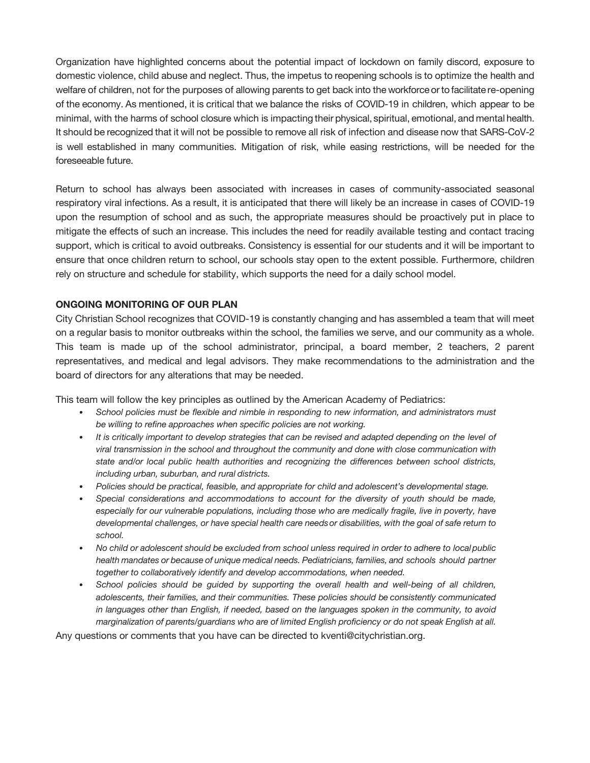Organization have highlighted concerns about the potential impact of lockdown on family discord, exposure to domestic violence, child abuse and neglect. Thus, the impetus to reopening schools is to optimize the health and welfare of children, not for the purposes of allowing parents to get back into the workforce or to facilitate re-opening of the economy. As mentioned, it is critical that we balance the risks of COVID-19 in children, which appear to be minimal, with the harms of school closure which is impacting their physical, spiritual, emotional, and mental health. It should be recognized that it will not be possible to remove all risk of infection and disease now that SARS-CoV-2 is well established in many communities. Mitigation of risk, while easing restrictions, will be needed for the foreseeable future.

Return to school has always been associated with increases in cases of community-associated seasonal respiratory viral infections. As a result, it is anticipated that there will likely be an increase in cases of COVID-19 upon the resumption of school and as such, the appropriate measures should be proactively put in place to mitigate the effects of such an increase. This includes the need for readily available testing and contact tracing support, which is critical to avoid outbreaks. Consistency is essential for our students and it will be important to ensure that once children return to school, our schools stay open to the extent possible. Furthermore, children rely on structure and schedule for stability, which supports the need for a daily school model.

**ONGOING MONITORING OF OUR PLAN**

City Christian School recognizes that COVID-19 is constantly changing and has assembled a team that will meet on a regular basis to monitor outbreaks within the school, the families we serve, and our community as a whole. This team is made up of the school administrator, principal, a board member, 2 teachers, 2 parent representatives, and medical and legal advisors. They make recommendations to the administration and the board of directors for any alterations that may be needed.

This team will follow the key principles as outlined by the American Academy of Pediatrics:

- *School policies must be flexible and nimble in responding to new information, and administrators must be willing to refine approaches when specific policies are not working.*
- *It is critically important to develop strategies that can be revised and adapted depending on the level of viral transmission in the school and throughout the community and done with close communication with state and/or local public health authorities and recognizing the differences between school districts, including urban, suburban, and rural districts.*
- *Policies should be practical, feasible, and appropriate for child and adolescent's developmental stage.*
- *Special considerations and accommodations to account for the diversity of youth should be made, especially for our vulnerable populations, including those who are medically fragile, live in poverty, have developmental challenges, or have special health care needs or disabilities, with the goal of safe return to school.*
- *No child or adolescent should be excluded from school unless required in order to adhere to local public health mandates or because of unique medical needs. Pediatricians, families, and schools should partner together to collaboratively identify and develop accommodations, when needed.*
- *School policies should be guided by supporting the overall health and well-being of all children, adolescents, their families, and their communities. These policies should be consistently communicated in languages other than English, if needed, based on the languages spoken in the community, to avoid marginalization of parents/guardians who are of limited English proficiency or do not speak English at all.*

Any questions or comments that you have can be directed to kventi@citychristian.org.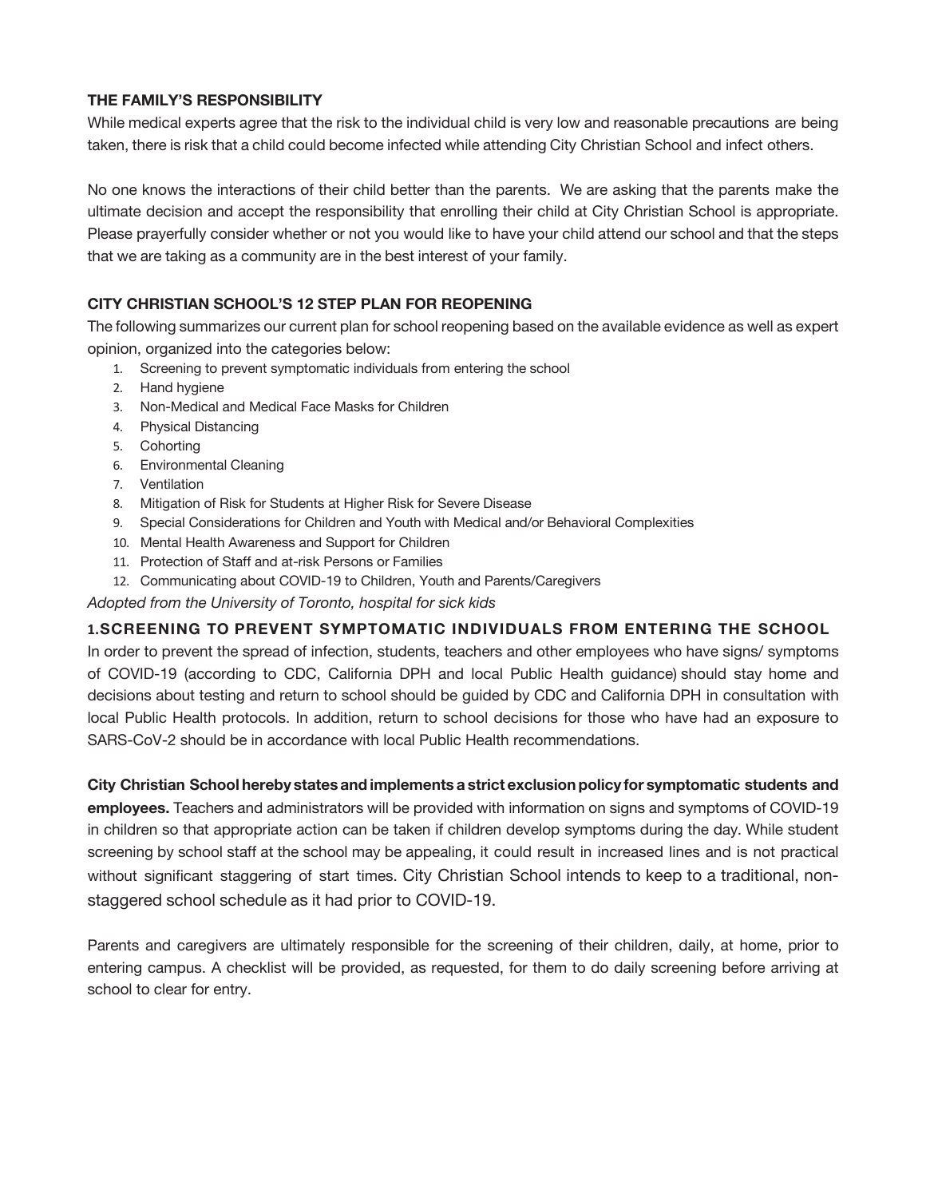### THE FAMILY'S RESPONSIBILITY

While medical experts agree that the risk to the individual child is very low and reasonable precautions are being taken, there is risk that a child could become infected while attending City Christian School and infect others.

No one knows the interactions of their child better than the parents. We are asking that the parents make the ultimate decision and accept the responsibility that enrolling their child at City Christian School is appropriate. Please prayerfully consider whether or not you would like to have your child attend our school and that the steps that we are taking as a community are in the best interest of your family.

### CITY CHRISTIAN SCHOOL'S 12 STEP PLAN FOR REOPENING

The following summarizes our current plan for school reopening based on the available evidence as well as expert opinion, organized into the categories below:

1. Screening to prevent symptomatic individuals from entering the school
2. Hand hygiene
3. Non-Medical and Medical Face Masks for Children
4. Physical Distancing
5. Cohorting
6. Environmental Cleaning
7. Ventilation
8. Mitigation of Risk for Students at Higher Risk for Severe Disease
9. Special Considerations for Children and Youth with Medical and/or Behavioral Complexities
10. Mental Health Awareness and Support for Children
11. Protection of Staff and at-risk Persons or Families
12. Communicating about COVID-19 to Children, Youth and Parents/Caregivers

*Adopted from the University of Toronto, hospital for sick kids*

### 1. SCREENING TO PREVENT SYMPTOMATIC INDIVIDUALS FROM ENTERING THE SCHOOL

In order to prevent the spread of infection, students, teachers and other employees who have signs/ symptoms of COVID-19 (according to CDC, California DPH and local Public Health guidance) should stay home and decisions about testing and return to school should be guided by CDC and California DPH in consultation with local Public Health protocols. In addition, return to school decisions for those who have had an exposure to SARS-CoV-2 should be in accordance with local Public Health recommendations.

**City Christian School hereby states and implements a strict exclusion policy for symptomatic students and employees.** Teachers and administrators will be provided with information on signs and symptoms of COVID-19 in children so that appropriate action can be taken if children develop symptoms during the day. While student screening by school staff at the school may be appealing, it could result in increased lines and is not practical without significant staggering of start times. City Christian School intends to keep to a traditional, non-staggered school schedule as it had prior to COVID-19.

Parents and caregivers are ultimately responsible for the screening of their children, daily, at home, prior to entering campus. A checklist will be provided, as requested, for them to do daily screening before arriving at school to clear for entry.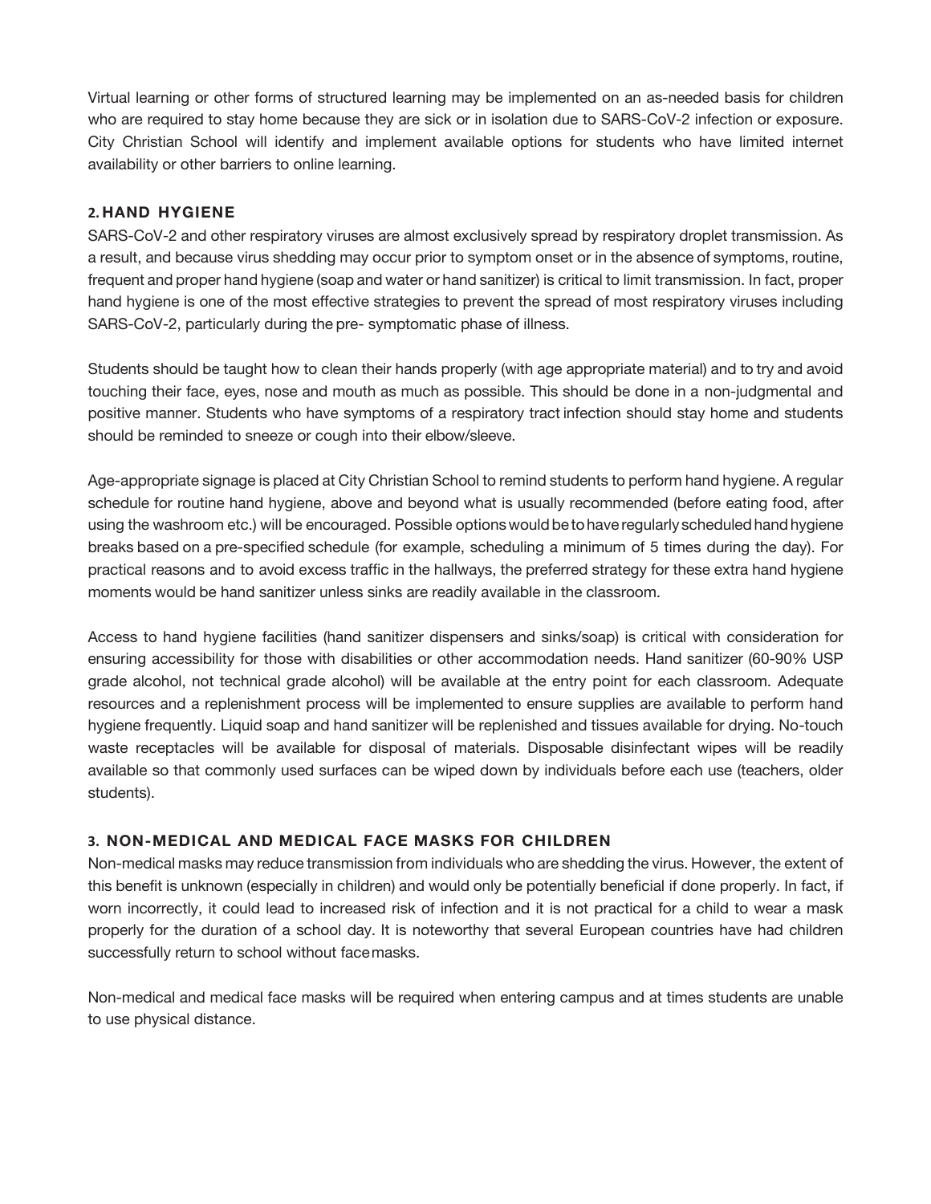Virtual learning or other forms of structured learning may be implemented on an as-needed basis for children who are required to stay home because they are sick or in isolation due to SARS-CoV-2 infection or exposure. City Christian School will identify and implement available options for students who have limited internet availability or other barriers to online learning.

## 2. HAND HYGIENE

SARS-CoV-2 and other respiratory viruses are almost exclusively spread by respiratory droplet transmission. As a result, and because virus shedding may occur prior to symptom onset or in the absence of symptoms, routine, frequent and proper hand hygiene (soap and water or hand sanitizer) is critical to limit transmission. In fact, proper hand hygiene is one of the most effective strategies to prevent the spread of most respiratory viruses including SARS-CoV-2, particularly during the pre- symptomatic phase of illness.

Students should be taught how to clean their hands properly (with age appropriate material) and to try and avoid touching their face, eyes, nose and mouth as much as possible. This should be done in a non-judgmental and positive manner. Students who have symptoms of a respiratory tract infection should stay home and students should be reminded to sneeze or cough into their elbow/sleeve.

Age-appropriate signage is placed at City Christian School to remind students to perform hand hygiene. A regular schedule for routine hand hygiene, above and beyond what is usually recommended (before eating food, after using the washroom etc.) will be encouraged. Possible options would be to have regularly scheduled hand hygiene breaks based on a pre-specified schedule (for example, scheduling a minimum of 5 times during the day). For practical reasons and to avoid excess traffic in the hallways, the preferred strategy for these extra hand hygiene moments would be hand sanitizer unless sinks are readily available in the classroom.

Access to hand hygiene facilities (hand sanitizer dispensers and sinks/soap) is critical with consideration for ensuring accessibility for those with disabilities or other accommodation needs. Hand sanitizer (60-90% USP grade alcohol, not technical grade alcohol) will be available at the entry point for each classroom. Adequate resources and a replenishment process will be implemented to ensure supplies are available to perform hand hygiene frequently. Liquid soap and hand sanitizer will be replenished and tissues available for drying. No-touch waste receptacles will be available for disposal of materials. Disposable disinfectant wipes will be readily available so that commonly used surfaces can be wiped down by individuals before each use (teachers, older students).

## 3. NON-MEDICAL AND MEDICAL FACE MASKS FOR CHILDREN

Non-medical masks may reduce transmission from individuals who are shedding the virus. However, the extent of this benefit is unknown (especially in children) and would only be potentially beneficial if done properly. In fact, if worn incorrectly, it could lead to increased risk of infection and it is not practical for a child to wear a mask properly for the duration of a school day. It is noteworthy that several European countries have had children successfully return to school without face masks.

Non-medical and medical face masks will be required when entering campus and at times students are unable to use physical distance.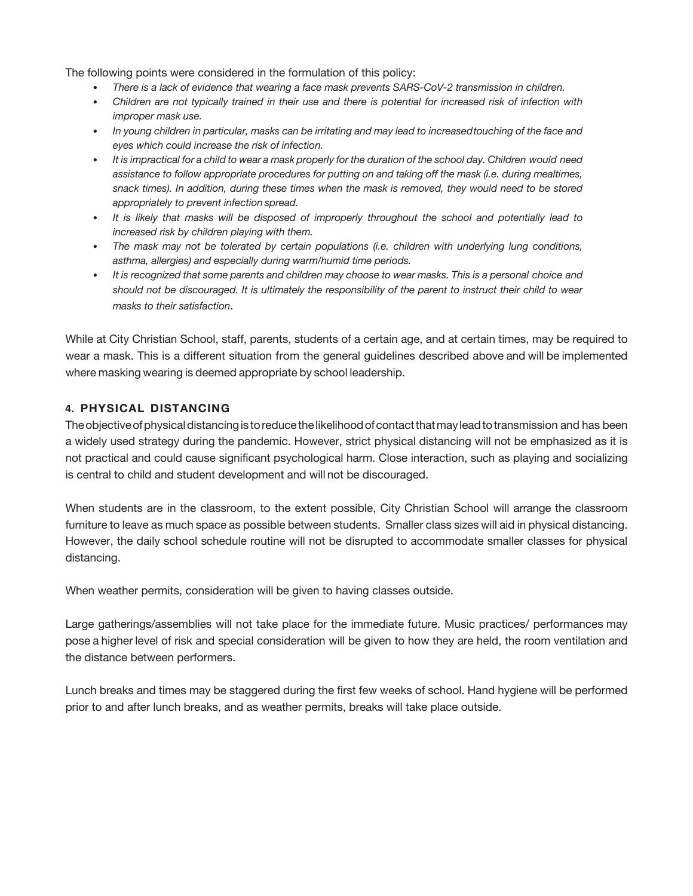The following points were considered in the formulation of this policy:

- *There is a lack of evidence that wearing a face mask prevents SARS-CoV-2 transmission in children.*
- *Children are not typically trained in their use and there is potential for increased risk of infection with improper mask use.*
- *In young children in particular, masks can be irritating and may lead to increased touching of the face and eyes which could increase the risk of infection.*
- *It is impractical for a child to wear a mask properly for the duration of the school day. Children would need assistance to follow appropriate procedures for putting on and taking off the mask (i.e. during mealtimes, snack times). In addition, during these times when the mask is removed, they would need to be stored appropriately to prevent infection spread.*
- *It is likely that masks will be disposed of improperly throughout the school and potentially lead to increased risk by children playing with them.*
- *The mask may not be tolerated by certain populations (i.e. children with underlying lung conditions, asthma, allergies) and especially during warm/humid time periods.*
- *It is recognized that some parents and children may choose to wear masks. This is a personal choice and should not be discouraged. It is ultimately the responsibility of the parent to instruct their child to wear masks to their satisfaction*.

While at City Christian School, staff, parents, students of a certain age, and at certain times, may be required to wear a mask. This is a different situation from the general guidelines described above and will be implemented where masking wearing is deemed appropriate by school leadership.

### 4. PHYSICAL DISTANCING

The objective of physical distancing is to reduce the likelihood of contact that may lead to transmission and has been a widely used strategy during the pandemic. However, strict physical distancing will not be emphasized as it is not practical and could cause significant psychological harm. Close interaction, such as playing and socializing is central to child and student development and will not be discouraged.

When students are in the classroom, to the extent possible, City Christian School will arrange the classroom furniture to leave as much space as possible between students. Smaller class sizes will aid in physical distancing. However, the daily school schedule routine will not be disrupted to accommodate smaller classes for physical distancing.

When weather permits, consideration will be given to having classes outside.

Large gatherings/assemblies will not take place for the immediate future. Music practices/ performances may pose a higher level of risk and special consideration will be given to how they are held, the room ventilation and the distance between performers.

Lunch breaks and times may be staggered during the first few weeks of school. Hand hygiene will be performed prior to and after lunch breaks, and as weather permits, breaks will take place outside.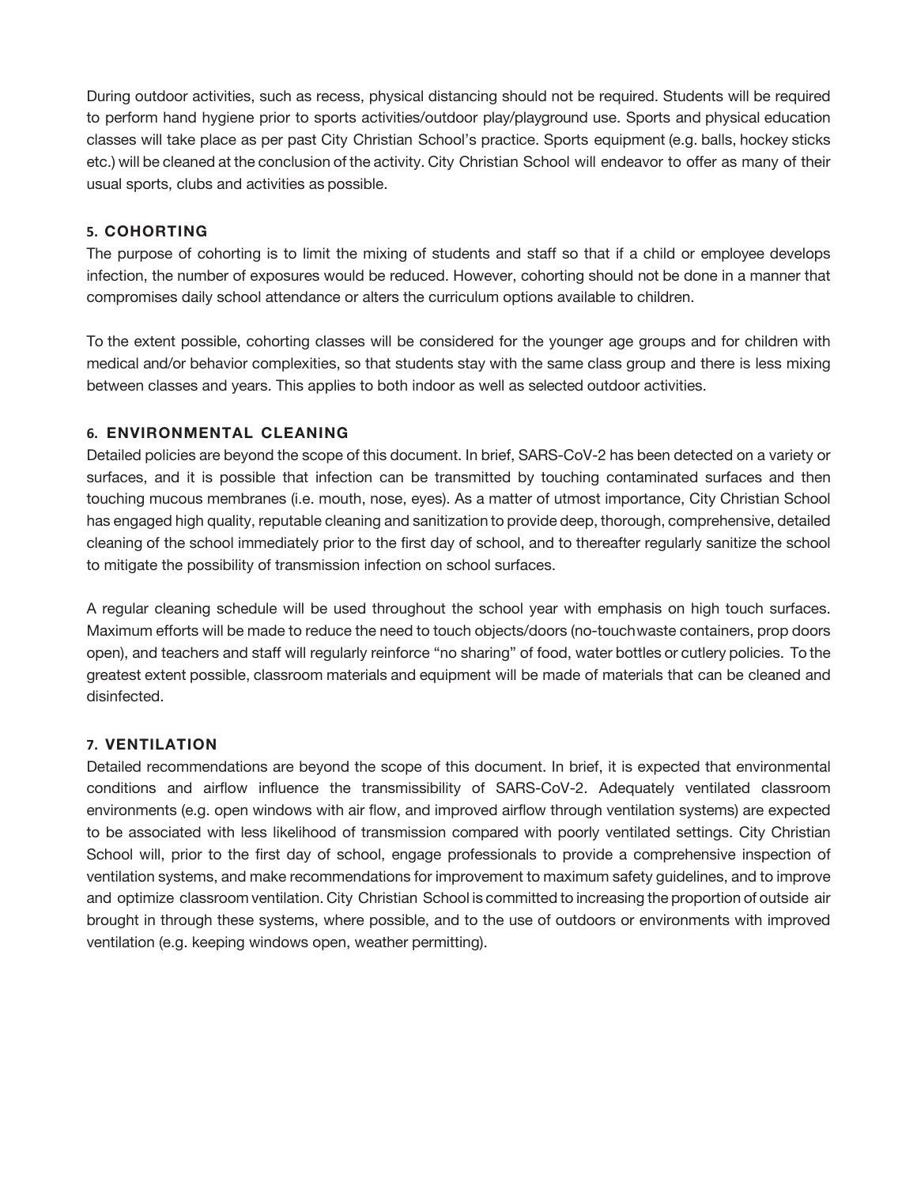During outdoor activities, such as recess, physical distancing should not be required. Students will be required to perform hand hygiene prior to sports activities/outdoor play/playground use. Sports and physical education classes will take place as per past City Christian School's practice. Sports equipment (e.g. balls, hockey sticks etc.) will be cleaned at the conclusion of the activity. City Christian School will endeavor to offer as many of their usual sports, clubs and activities as possible.

### 5. COHORTING

The purpose of cohorting is to limit the mixing of students and staff so that if a child or employee develops infection, the number of exposures would be reduced. However, cohorting should not be done in a manner that compromises daily school attendance or alters the curriculum options available to children.

To the extent possible, cohorting classes will be considered for the younger age groups and for children with medical and/or behavior complexities, so that students stay with the same class group and there is less mixing between classes and years. This applies to both indoor as well as selected outdoor activities.

### 6. ENVIRONMENTAL CLEANING

Detailed policies are beyond the scope of this document. In brief, SARS-CoV-2 has been detected on a variety or surfaces, and it is possible that infection can be transmitted by touching contaminated surfaces and then touching mucous membranes (i.e. mouth, nose, eyes). As a matter of utmost importance, City Christian School has engaged high quality, reputable cleaning and sanitization to provide deep, thorough, comprehensive, detailed cleaning of the school immediately prior to the first day of school, and to thereafter regularly sanitize the school to mitigate the possibility of transmission infection on school surfaces.

A regular cleaning schedule will be used throughout the school year with emphasis on high touch surfaces. Maximum efforts will be made to reduce the need to touch objects/doors (no-touch waste containers, prop doors open), and teachers and staff will regularly reinforce "no sharing" of food, water bottles or cutlery policies. To the greatest extent possible, classroom materials and equipment will be made of materials that can be cleaned and disinfected.

### 7. VENTILATION

Detailed recommendations are beyond the scope of this document. In brief, it is expected that environmental conditions and airflow influence the transmissibility of SARS-CoV-2. Adequately ventilated classroom environments (e.g. open windows with air flow, and improved airflow through ventilation systems) are expected to be associated with less likelihood of transmission compared with poorly ventilated settings. City Christian School will, prior to the first day of school, engage professionals to provide a comprehensive inspection of ventilation systems, and make recommendations for improvement to maximum safety guidelines, and to improve and optimize classroom ventilation. City Christian School is committed to increasing the proportion of outside air brought in through these systems, where possible, and to the use of outdoors or environments with improved ventilation (e.g. keeping windows open, weather permitting).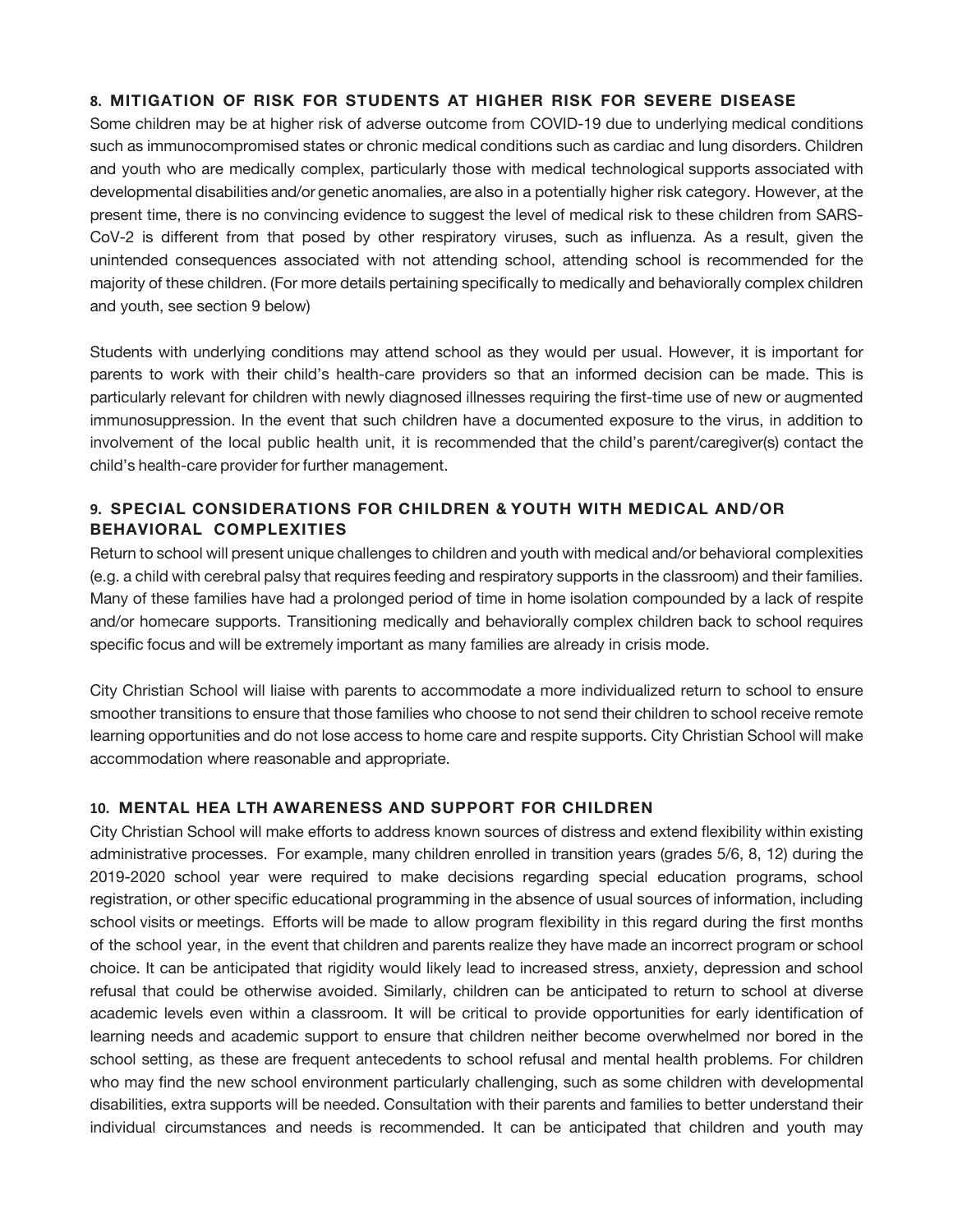## 8. MITIGATION OF RISK FOR STUDENTS AT HIGHER RISK FOR SEVERE DISEASE

Some children may be at higher risk of adverse outcome from COVID-19 due to underlying medical conditions such as immunocompromised states or chronic medical conditions such as cardiac and lung disorders. Children and youth who are medically complex, particularly those with medical technological supports associated with developmental disabilities and/or genetic anomalies, are also in a potentially higher risk category. However, at the present time, there is no convincing evidence to suggest the level of medical risk to these children from SARS-CoV-2 is different from that posed by other respiratory viruses, such as influenza. As a result, given the unintended consequences associated with not attending school, attending school is recommended for the majority of these children. (For more details pertaining specifically to medically and behaviorally complex children and youth, see section 9 below)

Students with underlying conditions may attend school as they would per usual. However, it is important for parents to work with their child's health-care providers so that an informed decision can be made. This is particularly relevant for children with newly diagnosed illnesses requiring the first-time use of new or augmented immunosuppression. In the event that such children have a documented exposure to the virus, in addition to involvement of the local public health unit, it is recommended that the child's parent/caregiver(s) contact the child's health-care provider for further management.

## 9. SPECIAL CONSIDERATIONS FOR CHILDREN & YOUTH WITH MEDICAL AND/OR BEHAVIORAL COMPLEXITIES

Return to school will present unique challenges to children and youth with medical and/or behavioral complexities (e.g. a child with cerebral palsy that requires feeding and respiratory supports in the classroom) and their families. Many of these families have had a prolonged period of time in home isolation compounded by a lack of respite and/or homecare supports. Transitioning medically and behaviorally complex children back to school requires specific focus and will be extremely important as many families are already in crisis mode.

City Christian School will liaise with parents to accommodate a more individualized return to school to ensure smoother transitions to ensure that those families who choose to not send their children to school receive remote learning opportunities and do not lose access to home care and respite supports. City Christian School will make accommodation where reasonable and appropriate.

## 10. MENTAL HEALTH AWARENESS AND SUPPORT FOR CHILDREN

City Christian School will make efforts to address known sources of distress and extend flexibility within existing administrative processes. For example, many children enrolled in transition years (grades 5/6, 8, 12) during the 2019-2020 school year were required to make decisions regarding special education programs, school registration, or other specific educational programming in the absence of usual sources of information, including school visits or meetings. Efforts will be made to allow program flexibility in this regard during the first months of the school year, in the event that children and parents realize they have made an incorrect program or school choice. It can be anticipated that rigidity would likely lead to increased stress, anxiety, depression and school refusal that could be otherwise avoided. Similarly, children can be anticipated to return to school at diverse academic levels even within a classroom. It will be critical to provide opportunities for early identification of learning needs and academic support to ensure that children neither become overwhelmed nor bored in the school setting, as these are frequent antecedents to school refusal and mental health problems. For children who may find the new school environment particularly challenging, such as some children with developmental disabilities, extra supports will be needed. Consultation with their parents and families to better understand their individual circumstances and needs is recommended. It can be anticipated that children and youth may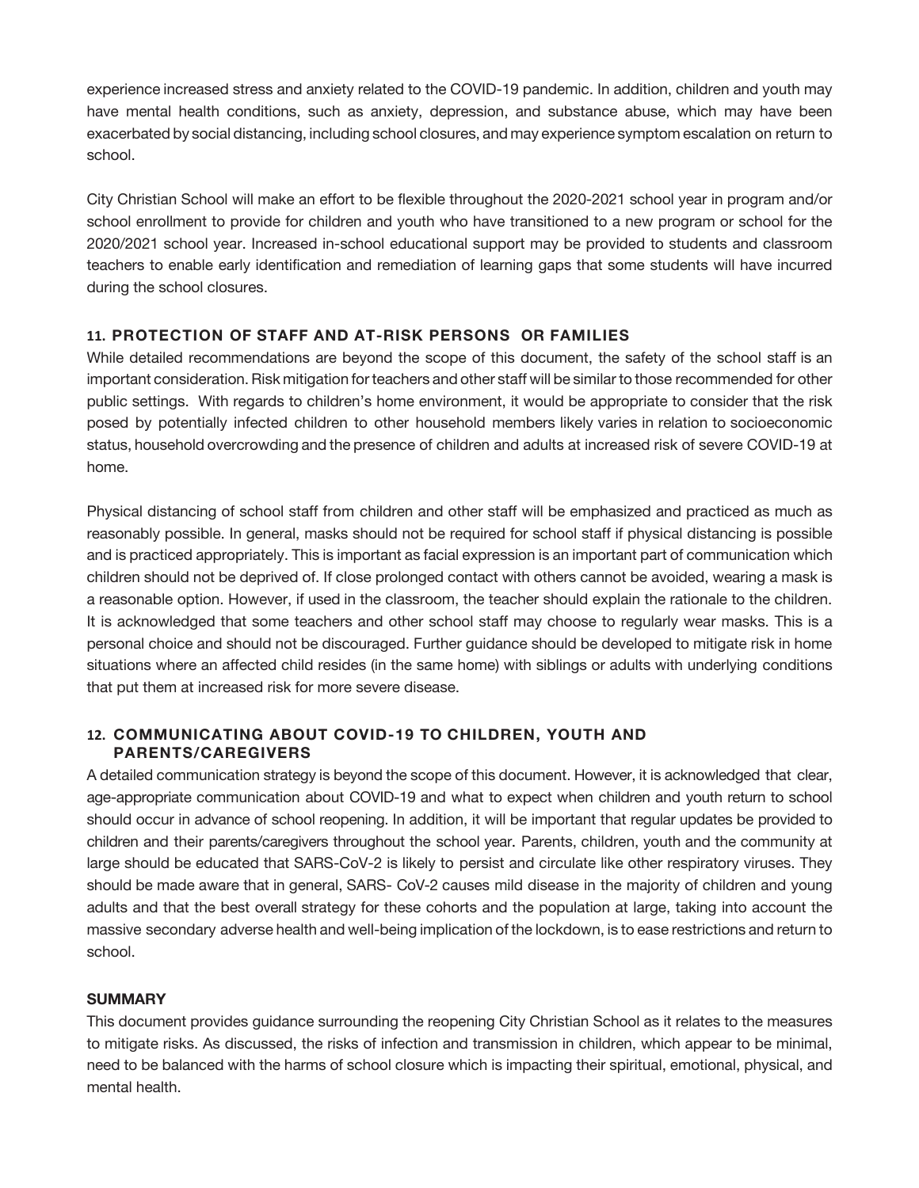experience increased stress and anxiety related to the COVID-19 pandemic. In addition, children and youth may have mental health conditions, such as anxiety, depression, and substance abuse, which may have been exacerbated by social distancing, including school closures, and may experience symptom escalation on return to school.

City Christian School will make an effort to be flexible throughout the 2020-2021 school year in program and/or school enrollment to provide for children and youth who have transitioned to a new program or school for the 2020/2021 school year. Increased in-school educational support may be provided to students and classroom teachers to enable early identification and remediation of learning gaps that some students will have incurred during the school closures.

### 11. PROTECTION OF STAFF AND AT-RISK PERSONS OR FAMILIES

While detailed recommendations are beyond the scope of this document, the safety of the school staff is an important consideration. Risk mitigation for teachers and other staff will be similar to those recommended for other public settings. With regards to children's home environment, it would be appropriate to consider that the risk posed by potentially infected children to other household members likely varies in relation to socioeconomic status, household overcrowding and the presence of children and adults at increased risk of severe COVID-19 at home.

Physical distancing of school staff from children and other staff will be emphasized and practiced as much as reasonably possible. In general, masks should not be required for school staff if physical distancing is possible and is practiced appropriately. This is important as facial expression is an important part of communication which children should not be deprived of. If close prolonged contact with others cannot be avoided, wearing a mask is a reasonable option. However, if used in the classroom, the teacher should explain the rationale to the children. It is acknowledged that some teachers and other school staff may choose to regularly wear masks. This is a personal choice and should not be discouraged. Further guidance should be developed to mitigate risk in home situations where an affected child resides (in the same home) with siblings or adults with underlying conditions that put them at increased risk for more severe disease.

### 12. COMMUNICATING ABOUT COVID-19 TO CHILDREN, YOUTH AND PARENTS/CAREGIVERS

A detailed communication strategy is beyond the scope of this document. However, it is acknowledged that clear, age-appropriate communication about COVID-19 and what to expect when children and youth return to school should occur in advance of school reopening. In addition, it will be important that regular updates be provided to children and their parents/caregivers throughout the school year. Parents, children, youth and the community at large should be educated that SARS-CoV-2 is likely to persist and circulate like other respiratory viruses. They should be made aware that in general, SARS- CoV-2 causes mild disease in the majority of children and young adults and that the best overall strategy for these cohorts and the population at large, taking into account the massive secondary adverse health and well-being implication of the lockdown, is to ease restrictions and return to school.

### SUMMARY

This document provides guidance surrounding the reopening City Christian School as it relates to the measures to mitigate risks. As discussed, the risks of infection and transmission in children, which appear to be minimal, need to be balanced with the harms of school closure which is impacting their spiritual, emotional, physical, and mental health.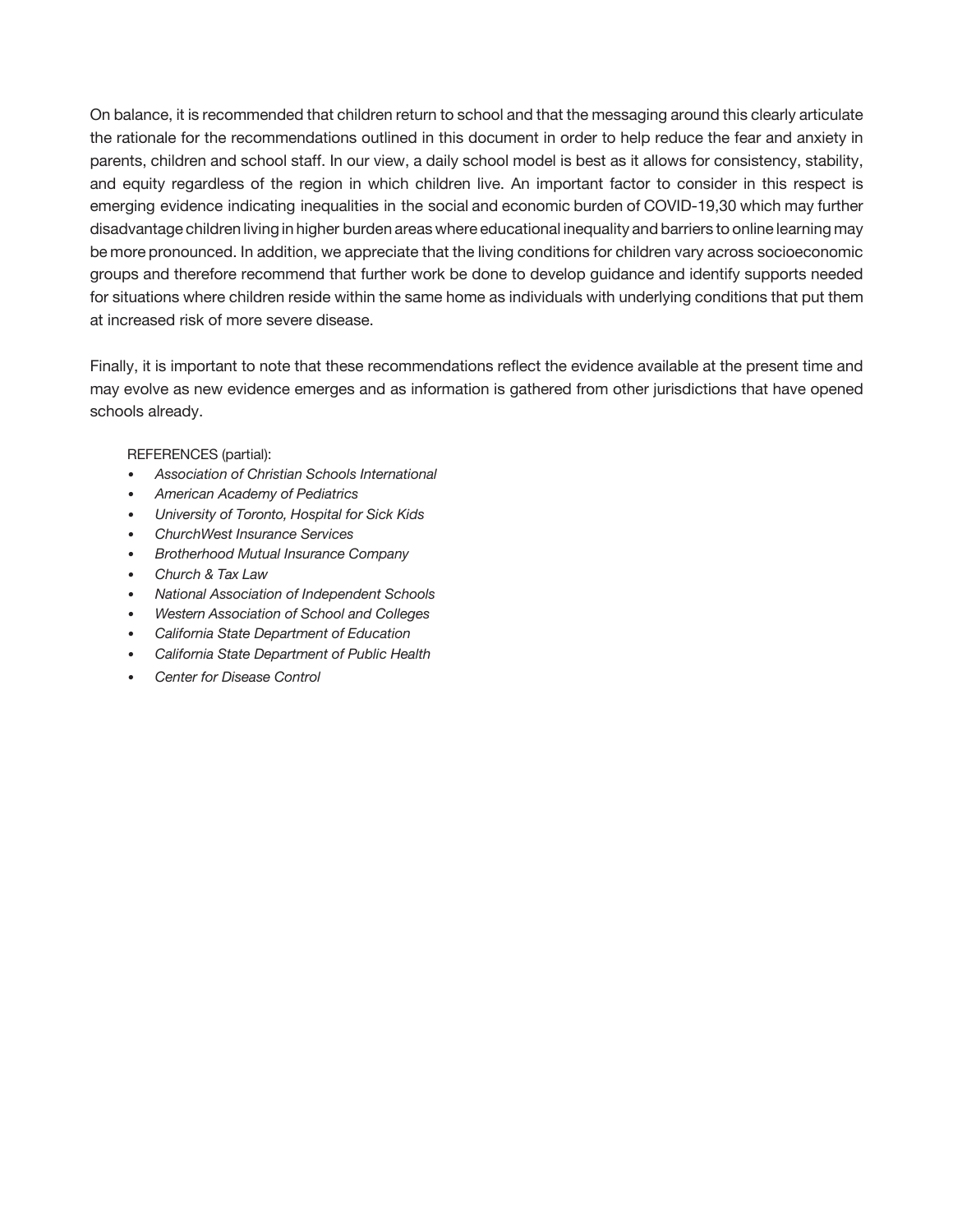On balance, it is recommended that children return to school and that the messaging around this clearly articulate the rationale for the recommendations outlined in this document in order to help reduce the fear and anxiety in parents, children and school staff. In our view, a daily school model is best as it allows for consistency, stability, and equity regardless of the region in which children live. An important factor to consider in this respect is emerging evidence indicating inequalities in the social and economic burden of COVID-19,30 which may further disadvantage children living in higher burden areas where educational inequality and barriers to online learning may be more pronounced. In addition, we appreciate that the living conditions for children vary across socioeconomic groups and therefore recommend that further work be done to develop guidance and identify supports needed for situations where children reside within the same home as individuals with underlying conditions that put them at increased risk of more severe disease.

Finally, it is important to note that these recommendations reflect the evidence available at the present time and may evolve as new evidence emerges and as information is gathered from other jurisdictions that have opened schools already.

REFERENCES (partial):

- *Association of Christian Schools International*
- *American Academy of Pediatrics*
- *University of Toronto, Hospital for Sick Kids*
- *ChurchWest Insurance Services*
- *Brotherhood Mutual Insurance Company*
- *Church & Tax Law*
- *National Association of Independent Schools*
- *Western Association of School and Colleges*
- *California State Department of Education*
- *California State Department of Public Health*
- *Center for Disease Control*